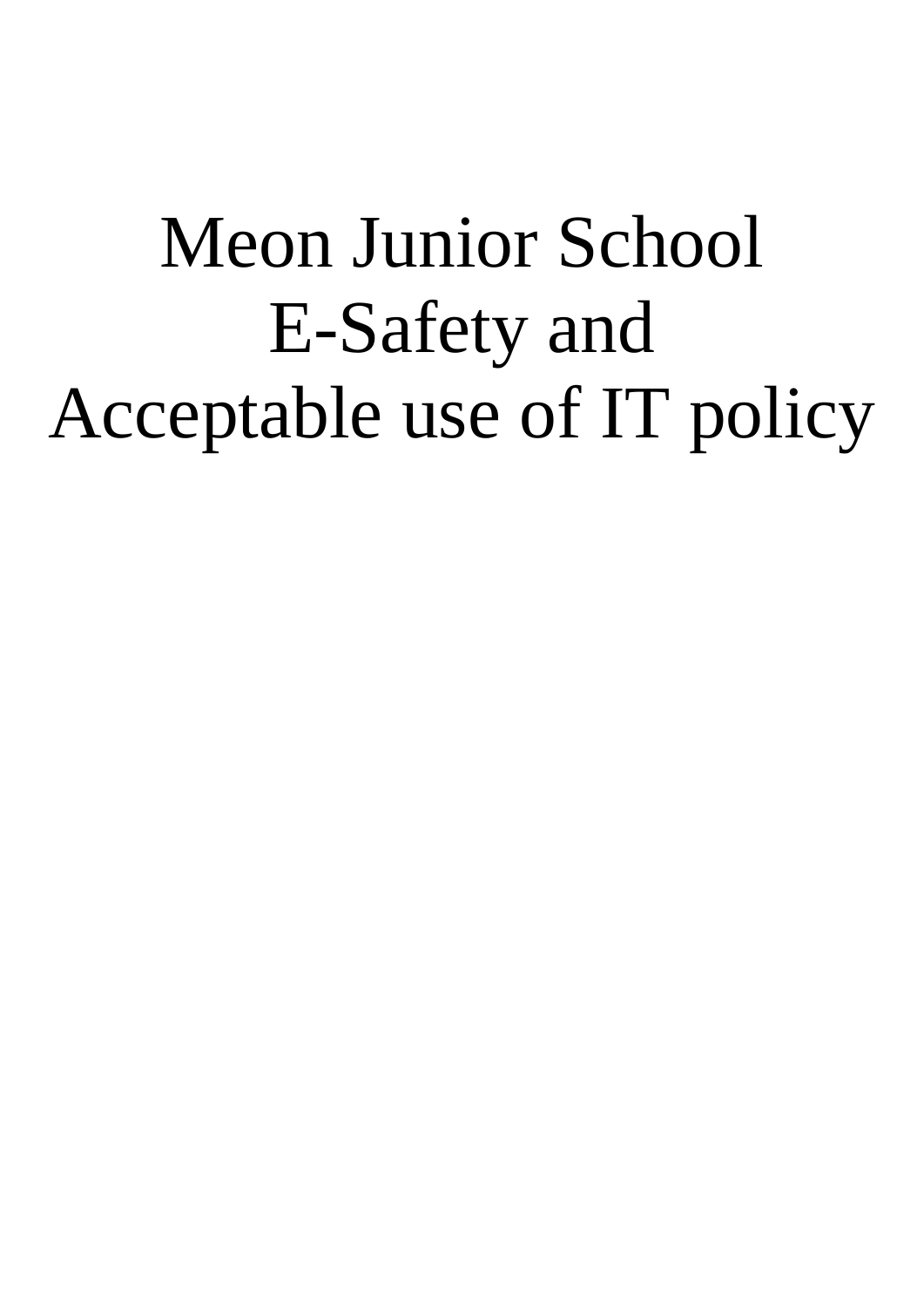# Meon Junior School
# E-Safety and
# Acceptable use of IT policy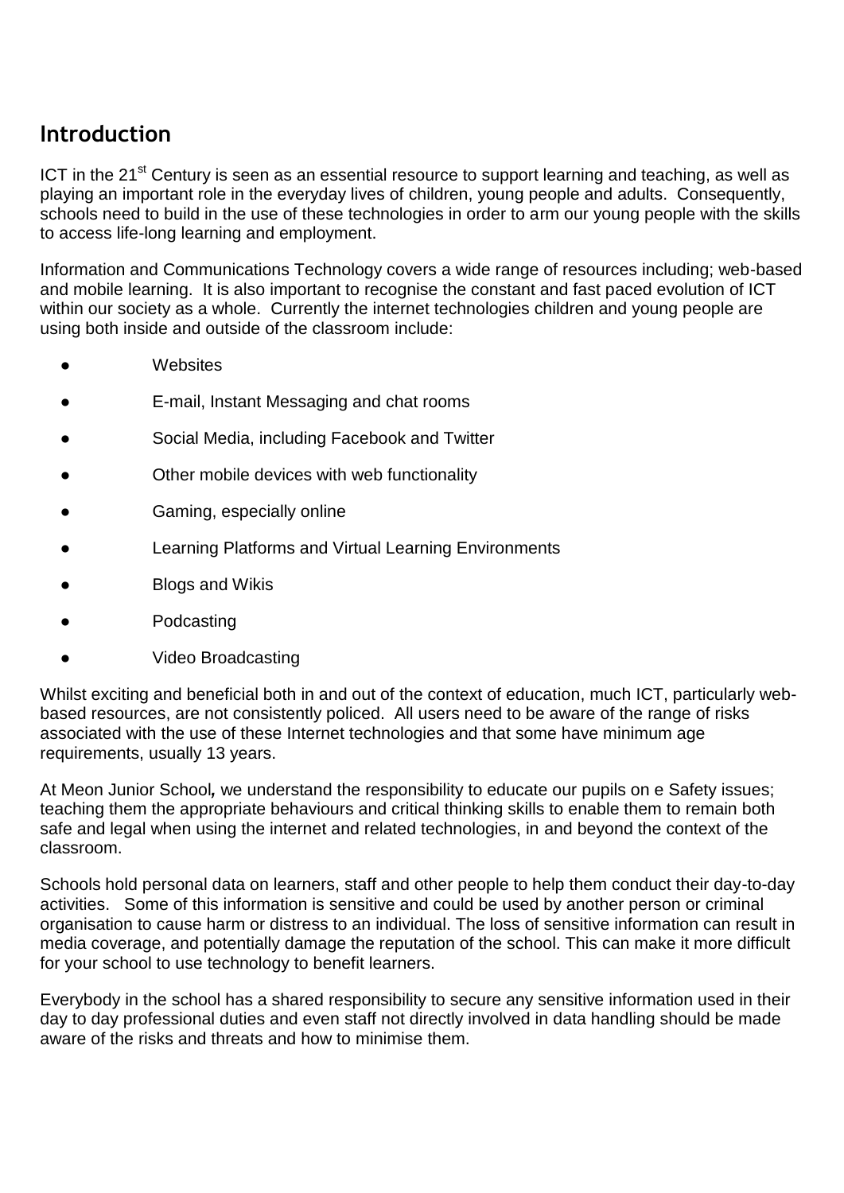## Introduction

ICT in the 21st Century is seen as an essential resource to support learning and teaching, as well as playing an important role in the everyday lives of children, young people and adults. Consequently, schools need to build in the use of these technologies in order to arm our young people with the skills to access life-long learning and employment.

Information and Communications Technology covers a wide range of resources including; web-based and mobile learning. It is also important to recognise the constant and fast paced evolution of ICT within our society as a whole. Currently the internet technologies children and young people are using both inside and outside of the classroom include:

- Websites
- E-mail, Instant Messaging and chat rooms
- Social Media, including Facebook and Twitter
- Other mobile devices with web functionality
- Gaming, especially online
- Learning Platforms and Virtual Learning Environments
- Blogs and Wikis
- Podcasting
- Video Broadcasting

Whilst exciting and beneficial both in and out of the context of education, much ICT, particularly web-based resources, are not consistently policed. All users need to be aware of the range of risks associated with the use of these Internet technologies and that some have minimum age requirements, usually 13 years.

At Meon Junior School*,* we understand the responsibility to educate our pupils on e Safety issues; teaching them the appropriate behaviours and critical thinking skills to enable them to remain both safe and legal when using the internet and related technologies, in and beyond the context of the classroom.

Schools hold personal data on learners, staff and other people to help them conduct their day-to-day activities. Some of this information is sensitive and could be used by another person or criminal organisation to cause harm or distress to an individual. The loss of sensitive information can result in media coverage, and potentially damage the reputation of the school. This can make it more difficult for your school to use technology to benefit learners.

Everybody in the school has a shared responsibility to secure any sensitive information used in their day to day professional duties and even staff not directly involved in data handling should be made aware of the risks and threats and how to minimise them.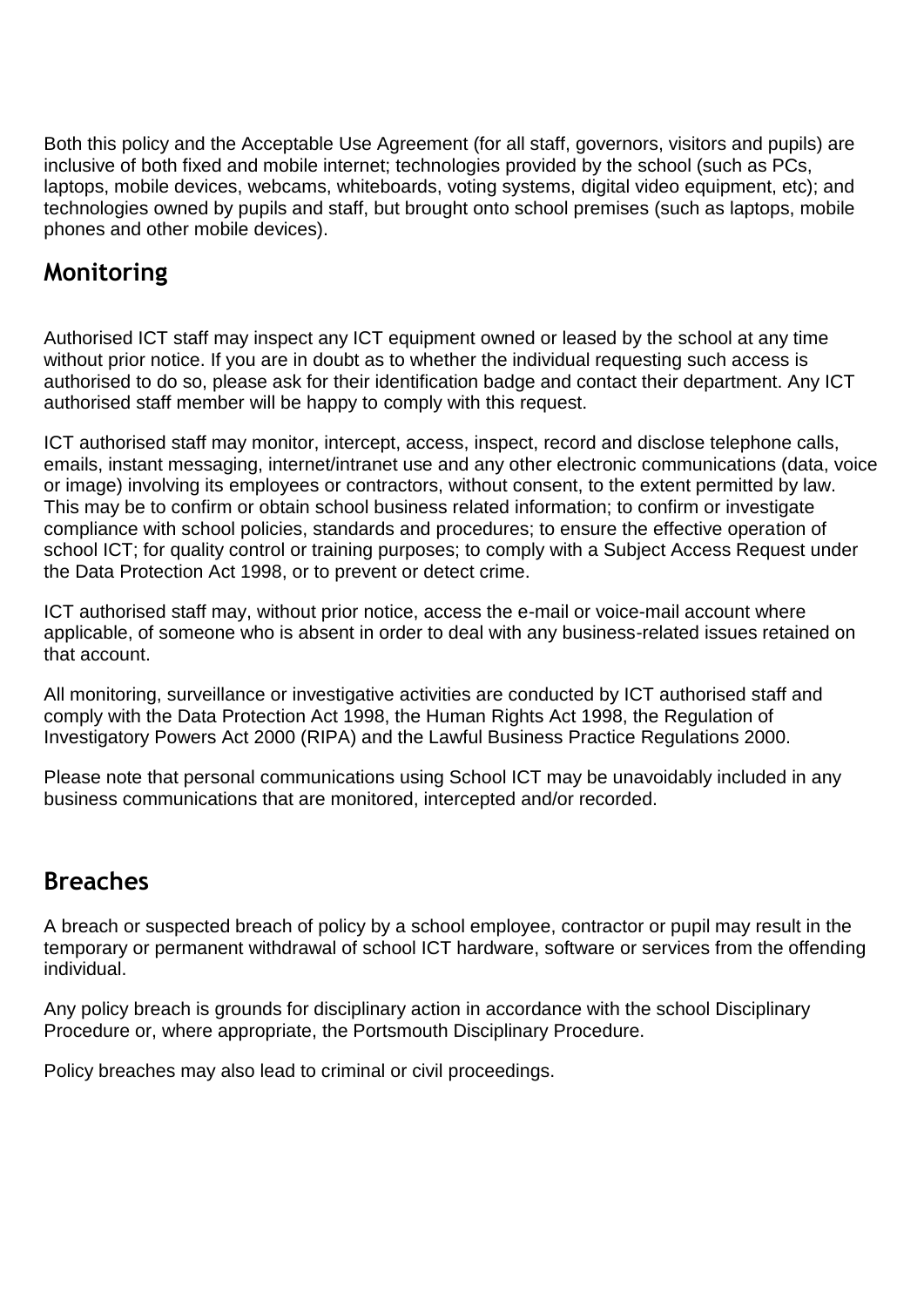Both this policy and the Acceptable Use Agreement (for all staff, governors, visitors and pupils) are inclusive of both fixed and mobile internet; technologies provided by the school (such as PCs, laptops, mobile devices, webcams, whiteboards, voting systems, digital video equipment, etc); and technologies owned by pupils and staff, but brought onto school premises (such as laptops, mobile phones and other mobile devices).

## Monitoring

Authorised ICT staff may inspect any ICT equipment owned or leased by the school at any time without prior notice. If you are in doubt as to whether the individual requesting such access is authorised to do so, please ask for their identification badge and contact their department. Any ICT authorised staff member will be happy to comply with this request.

ICT authorised staff may monitor, intercept, access, inspect, record and disclose telephone calls, emails, instant messaging, internet/intranet use and any other electronic communications (data, voice or image) involving its employees or contractors, without consent, to the extent permitted by law. This may be to confirm or obtain school business related information; to confirm or investigate compliance with school policies, standards and procedures; to ensure the effective operation of school ICT; for quality control or training purposes; to comply with a Subject Access Request under the Data Protection Act 1998, or to prevent or detect crime.

ICT authorised staff may, without prior notice, access the e-mail or voice-mail account where applicable, of someone who is absent in order to deal with any business-related issues retained on that account.

All monitoring, surveillance or investigative activities are conducted by ICT authorised staff and comply with the Data Protection Act 1998, the Human Rights Act 1998, the Regulation of Investigatory Powers Act 2000 (RIPA) and the Lawful Business Practice Regulations 2000.

Please note that personal communications using School ICT may be unavoidably included in any business communications that are monitored, intercepted and/or recorded.

## Breaches

A breach or suspected breach of policy by a school employee, contractor or pupil may result in the temporary or permanent withdrawal of school ICT hardware, software or services from the offending individual.

Any policy breach is grounds for disciplinary action in accordance with the school Disciplinary Procedure or, where appropriate, the Portsmouth Disciplinary Procedure.

Policy breaches may also lead to criminal or civil proceedings.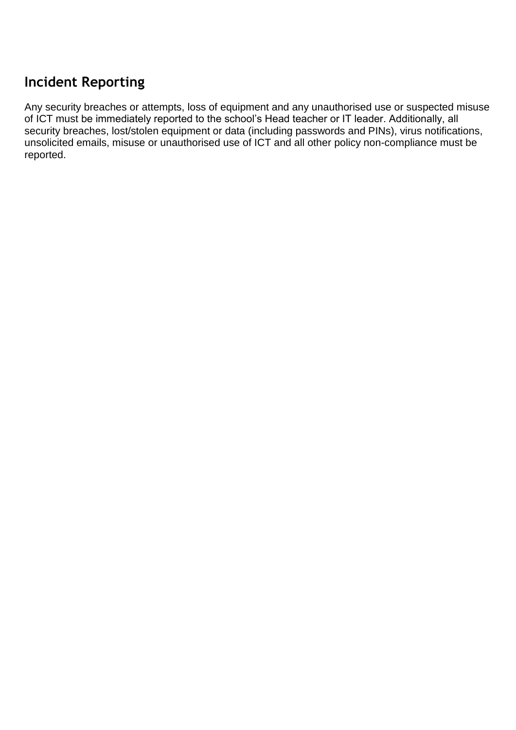## Incident Reporting

Any security breaches or attempts, loss of equipment and any unauthorised use or suspected misuse of ICT must be immediately reported to the school's Head teacher or IT leader. Additionally, all security breaches, lost/stolen equipment or data (including passwords and PINs), virus notifications, unsolicited emails, misuse or unauthorised use of ICT and all other policy non-compliance must be reported.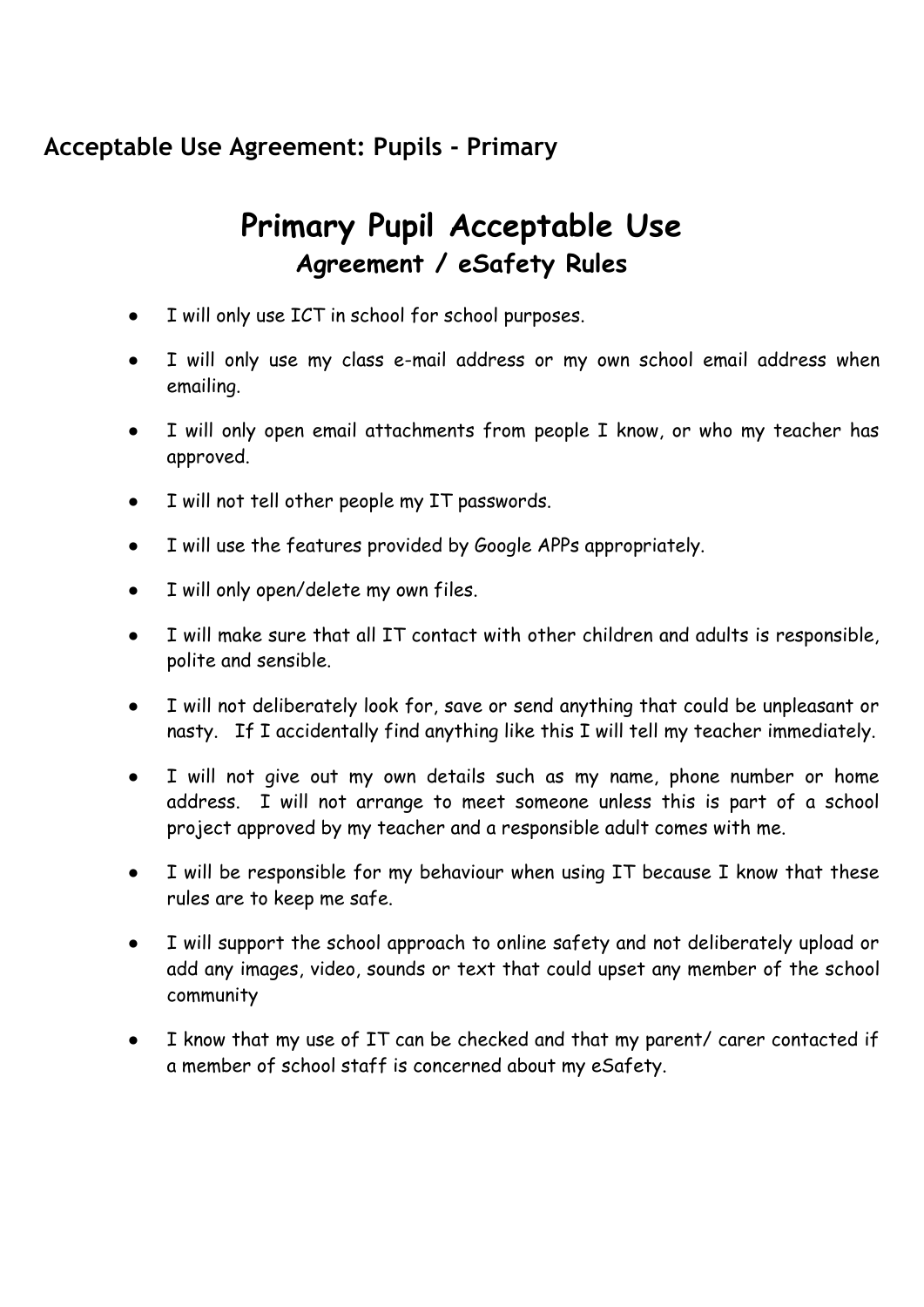## Acceptable Use Agreement: Pupils - Primary

# Primary Pupil Acceptable Use
### Agreement / eSafety Rules

- I will only use ICT in school for school purposes.
- I will only use my class e-mail address or my own school email address when emailing.
- I will only open email attachments from people I know, or who my teacher has approved.
- I will not tell other people my IT passwords.
- I will use the features provided by Google APPs appropriately.
- I will only open/delete my own files.
- I will make sure that all IT contact with other children and adults is responsible, polite and sensible.
- I will not deliberately look for, save or send anything that could be unpleasant or nasty. If I accidentally find anything like this I will tell my teacher immediately.
- I will not give out my own details such as my name, phone number or home address. I will not arrange to meet someone unless this is part of a school project approved by my teacher and a responsible adult comes with me.
- I will be responsible for my behaviour when using IT because I know that these rules are to keep me safe.
- I will support the school approach to online safety and not deliberately upload or add any images, video, sounds or text that could upset any member of the school community
- I know that my use of IT can be checked and that my parent/ carer contacted if a member of school staff is concerned about my eSafety.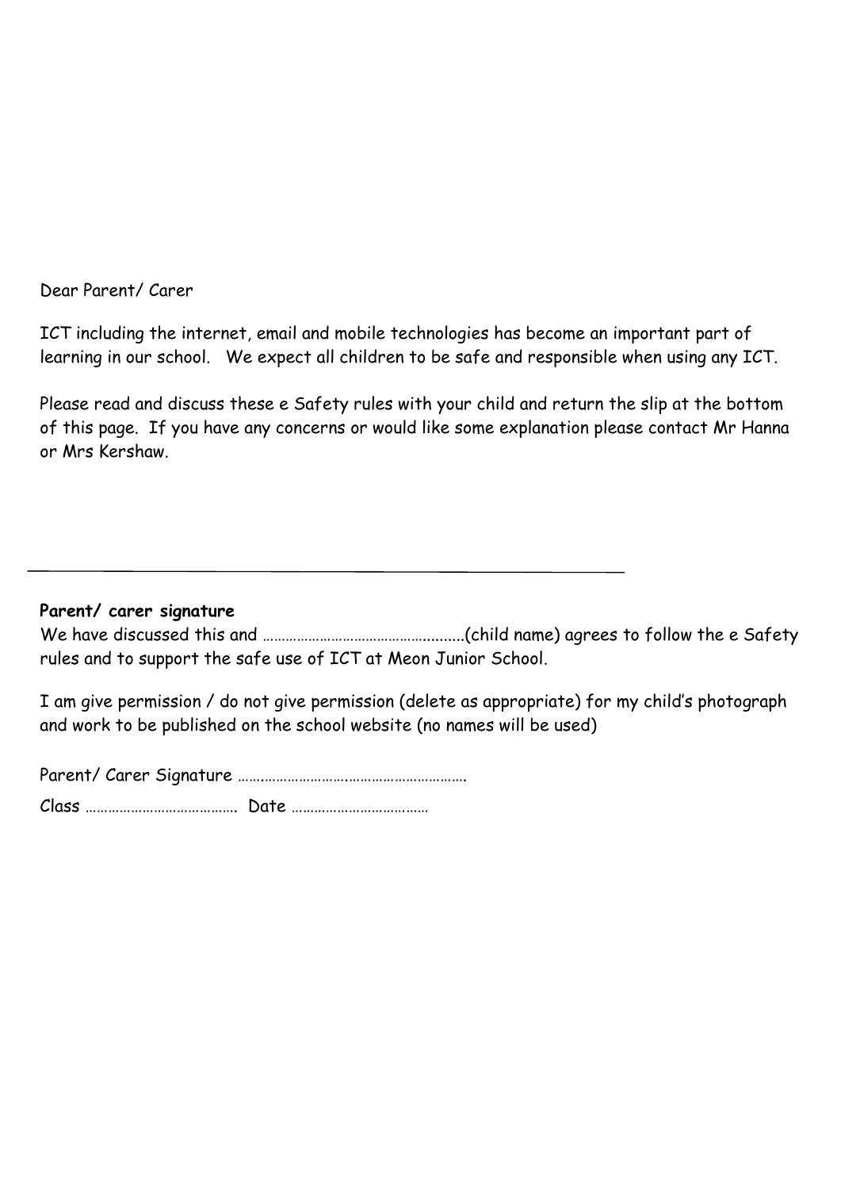Dear Parent/ Carer

ICT including the internet, email and mobile technologies has become an important part of learning in our school.   We expect all children to be safe and responsible when using any ICT.

Please read and discuss these e Safety rules with your child and return the slip at the bottom of this page.  If you have any concerns or would like some explanation please contact Mr Hanna or Mrs Kershaw.

---

**Parent/ carer signature**

We have discussed this and ……………………………………..........(child name) agrees to follow the e Safety rules and to support the safe use of ICT at Meon Junior School.

I am give permission / do not give permission (delete as appropriate) for my child's photograph and work to be published on the school website (no names will be used)

Parent/ Carer Signature …………………….…………………………

Class …………………………………  Date ………………………………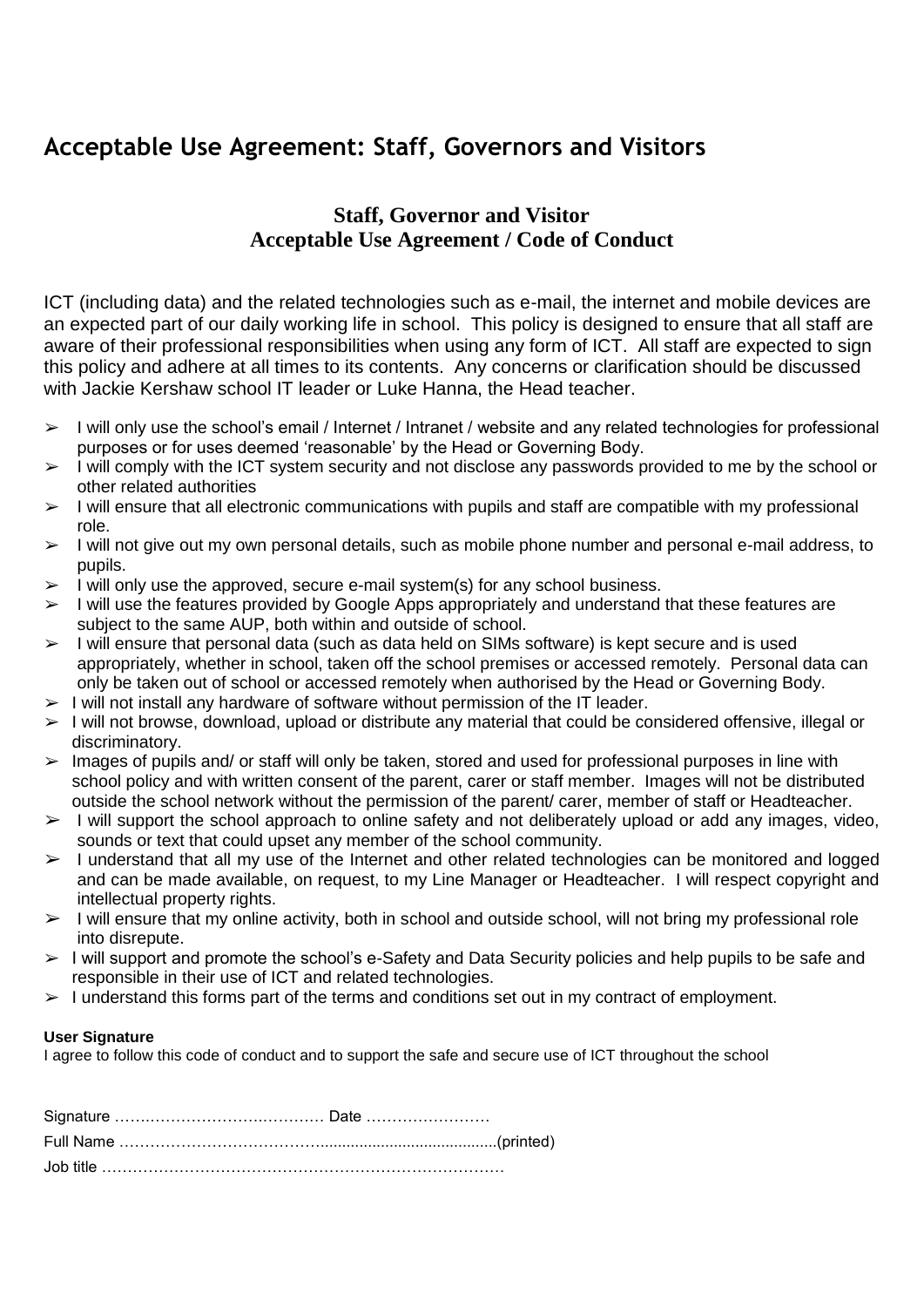# Acceptable Use Agreement: Staff, Governors and Visitors

## Staff, Governor and Visitor
## Acceptable Use Agreement / Code of Conduct

ICT (including data) and the related technologies such as e-mail, the internet and mobile devices are an expected part of our daily working life in school. This policy is designed to ensure that all staff are aware of their professional responsibilities when using any form of ICT. All staff are expected to sign this policy and adhere at all times to its contents. Any concerns or clarification should be discussed with Jackie Kershaw school IT leader or Luke Hanna, the Head teacher.

- I will only use the school's email / Internet / Intranet / website and any related technologies for professional purposes or for uses deemed 'reasonable' by the Head or Governing Body.
- I will comply with the ICT system security and not disclose any passwords provided to me by the school or other related authorities
- I will ensure that all electronic communications with pupils and staff are compatible with my professional role.
- I will not give out my own personal details, such as mobile phone number and personal e-mail address, to pupils.
- I will only use the approved, secure e-mail system(s) for any school business.
- I will use the features provided by Google Apps appropriately and understand that these features are subject to the same AUP, both within and outside of school.
- I will ensure that personal data (such as data held on SIMs software) is kept secure and is used appropriately, whether in school, taken off the school premises or accessed remotely. Personal data can only be taken out of school or accessed remotely when authorised by the Head or Governing Body.
- I will not install any hardware of software without permission of the IT leader.
- I will not browse, download, upload or distribute any material that could be considered offensive, illegal or discriminatory.
- Images of pupils and/ or staff will only be taken, stored and used for professional purposes in line with school policy and with written consent of the parent, carer or staff member. Images will not be distributed outside the school network without the permission of the parent/ carer, member of staff or Headteacher.
- I will support the school approach to online safety and not deliberately upload or add any images, video, sounds or text that could upset any member of the school community.
- I understand that all my use of the Internet and other related technologies can be monitored and logged and can be made available, on request, to my Line Manager or Headteacher. I will respect copyright and intellectual property rights.
- I will ensure that my online activity, both in school and outside school, will not bring my professional role into disrepute.
- I will support and promote the school's e-Safety and Data Security policies and help pupils to be safe and responsible in their use of ICT and related technologies.
- I understand this forms part of the terms and conditions set out in my contract of employment.

**User Signature**

I agree to follow this code of conduct and to support the safe and secure use of ICT throughout the school

Signature …………………………………… Date ……………………

Full Name ………………………………………………………………(printed)

Job title ……………………………………………………………………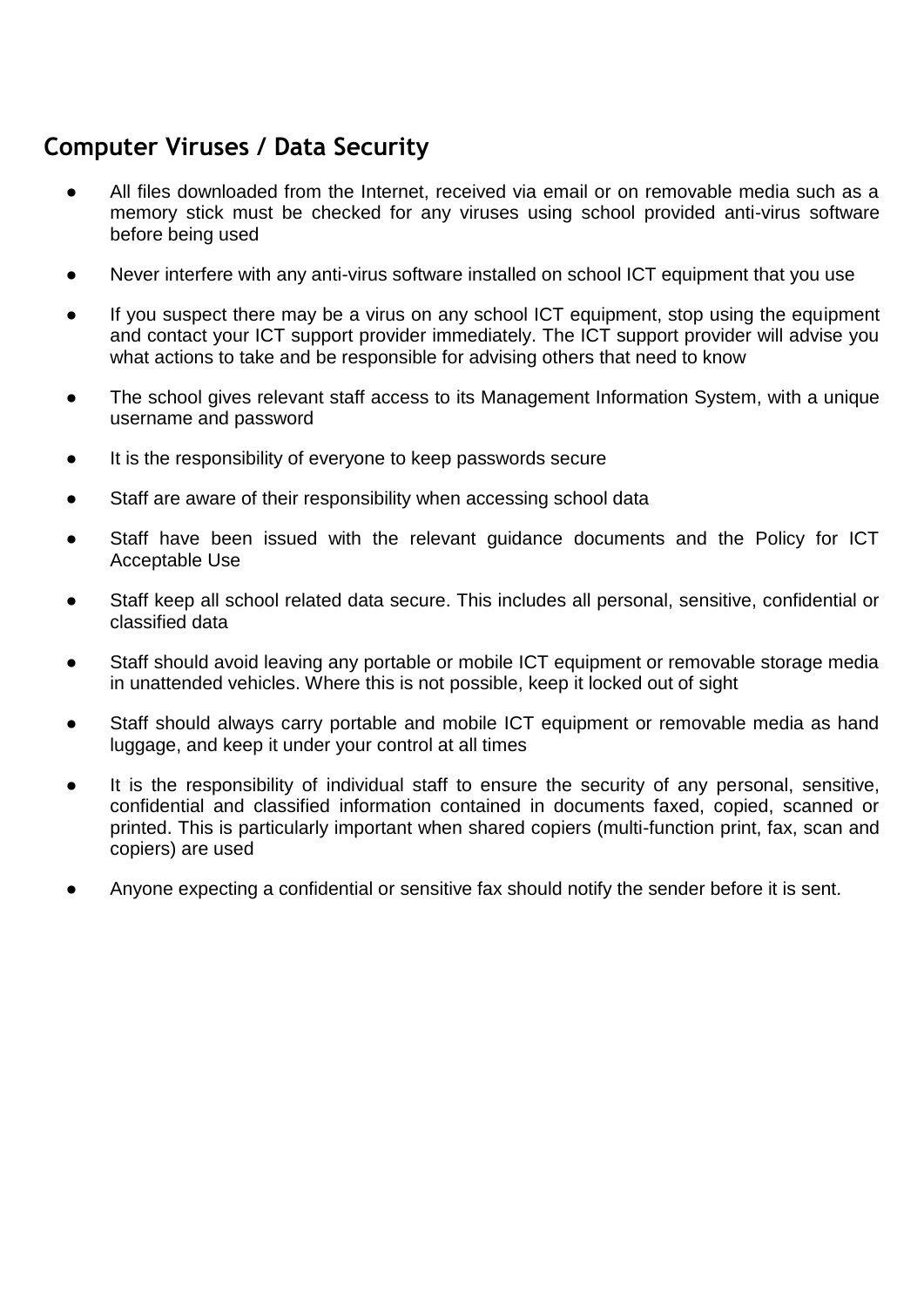## Computer Viruses / Data Security

- All files downloaded from the Internet, received via email or on removable media such as a memory stick must be checked for any viruses using school provided anti-virus software before being used
- Never interfere with any anti-virus software installed on school ICT equipment that you use
- If you suspect there may be a virus on any school ICT equipment, stop using the equipment and contact your ICT support provider immediately. The ICT support provider will advise you what actions to take and be responsible for advising others that need to know
- The school gives relevant staff access to its Management Information System, with a unique username and password
- It is the responsibility of everyone to keep passwords secure
- Staff are aware of their responsibility when accessing school data
- Staff have been issued with the relevant guidance documents and the Policy for ICT Acceptable Use
- Staff keep all school related data secure. This includes all personal, sensitive, confidential or classified data
- Staff should avoid leaving any portable or mobile ICT equipment or removable storage media in unattended vehicles. Where this is not possible, keep it locked out of sight
- Staff should always carry portable and mobile ICT equipment or removable media as hand luggage, and keep it under your control at all times
- It is the responsibility of individual staff to ensure the security of any personal, sensitive, confidential and classified information contained in documents faxed, copied, scanned or printed. This is particularly important when shared copiers (multi-function print, fax, scan and copiers) are used
- Anyone expecting a confidential or sensitive fax should notify the sender before it is sent.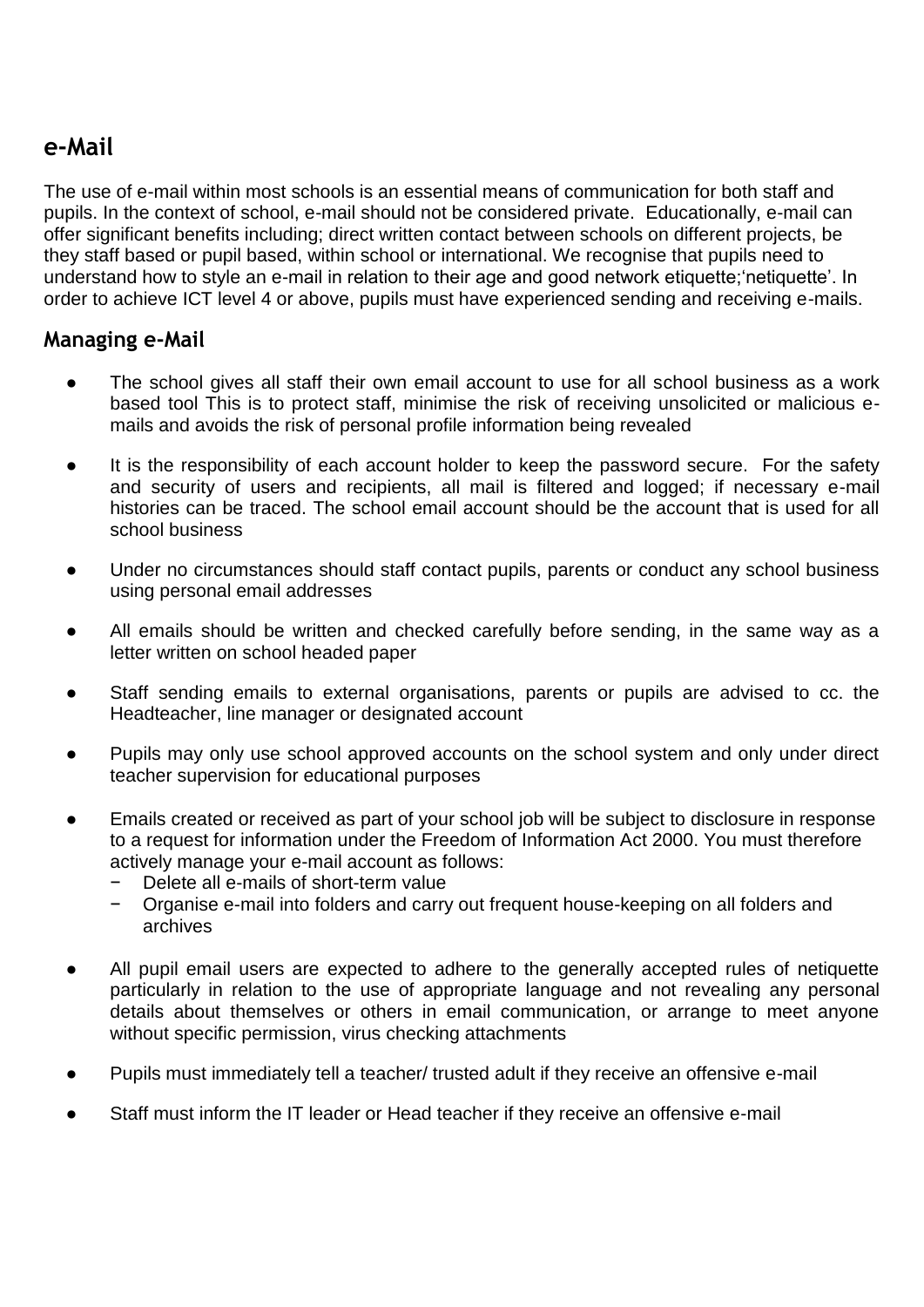## e-Mail

The use of e-mail within most schools is an essential means of communication for both staff and pupils. In the context of school, e-mail should not be considered private. Educationally, e-mail can offer significant benefits including; direct written contact between schools on different projects, be they staff based or pupil based, within school or international. We recognise that pupils need to understand how to style an e-mail in relation to their age and good network etiquette;'netiquette'. In order to achieve ICT level 4 or above, pupils must have experienced sending and receiving e-mails.

### Managing e-Mail

- The school gives all staff their own email account to use for all school business as a work based tool This is to protect staff, minimise the risk of receiving unsolicited or malicious e-mails and avoids the risk of personal profile information being revealed
- It is the responsibility of each account holder to keep the password secure. For the safety and security of users and recipients, all mail is filtered and logged; if necessary e-mail histories can be traced. The school email account should be the account that is used for all school business
- Under no circumstances should staff contact pupils, parents or conduct any school business using personal email addresses
- All emails should be written and checked carefully before sending, in the same way as a letter written on school headed paper
- Staff sending emails to external organisations, parents or pupils are advised to cc. the Headteacher, line manager or designated account
- Pupils may only use school approved accounts on the school system and only under direct teacher supervision for educational purposes
- Emails created or received as part of your school job will be subject to disclosure in response to a request for information under the Freedom of Information Act 2000. You must therefore actively manage your e-mail account as follows:
  - Delete all e-mails of short-term value
  - Organise e-mail into folders and carry out frequent house-keeping on all folders and archives
- All pupil email users are expected to adhere to the generally accepted rules of netiquette particularly in relation to the use of appropriate language and not revealing any personal details about themselves or others in email communication, or arrange to meet anyone without specific permission, virus checking attachments
- Pupils must immediately tell a teacher/ trusted adult if they receive an offensive e-mail
- Staff must inform the IT leader or Head teacher if they receive an offensive e-mail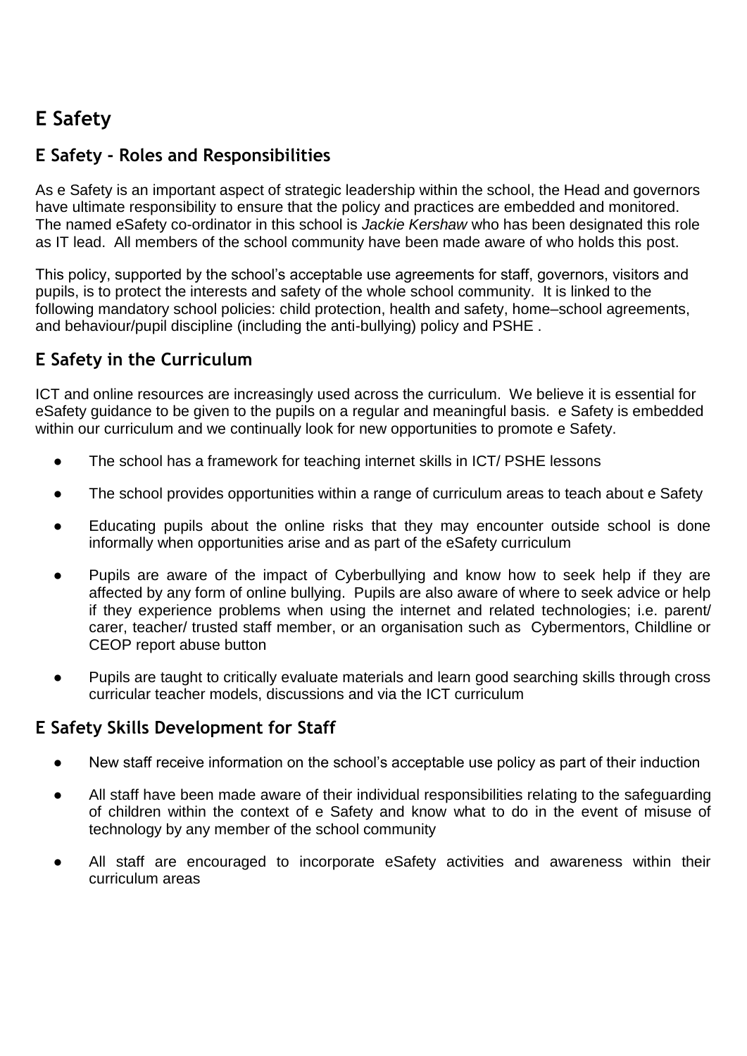# E Safety

## E Safety - Roles and Responsibilities

As e Safety is an important aspect of strategic leadership within the school, the Head and governors have ultimate responsibility to ensure that the policy and practices are embedded and monitored. The named eSafety co-ordinator in this school is *Jackie Kershaw* who has been designated this role as IT lead. All members of the school community have been made aware of who holds this post.

This policy, supported by the school's acceptable use agreements for staff, governors, visitors and pupils, is to protect the interests and safety of the whole school community. It is linked to the following mandatory school policies: child protection, health and safety, home–school agreements, and behaviour/pupil discipline (including the anti-bullying) policy and PSHE .

## E Safety in the Curriculum

ICT and online resources are increasingly used across the curriculum. We believe it is essential for eSafety guidance to be given to the pupils on a regular and meaningful basis. e Safety is embedded within our curriculum and we continually look for new opportunities to promote e Safety.

- The school has a framework for teaching internet skills in ICT/ PSHE lessons
- The school provides opportunities within a range of curriculum areas to teach about e Safety
- Educating pupils about the online risks that they may encounter outside school is done informally when opportunities arise and as part of the eSafety curriculum
- Pupils are aware of the impact of Cyberbullying and know how to seek help if they are affected by any form of online bullying. Pupils are also aware of where to seek advice or help if they experience problems when using the internet and related technologies; i.e. parent/ carer, teacher/ trusted staff member, or an organisation such as Cybermentors, Childline or CEOP report abuse button
- Pupils are taught to critically evaluate materials and learn good searching skills through cross curricular teacher models, discussions and via the ICT curriculum

## E Safety Skills Development for Staff

- New staff receive information on the school's acceptable use policy as part of their induction
- All staff have been made aware of their individual responsibilities relating to the safeguarding of children within the context of e Safety and know what to do in the event of misuse of technology by any member of the school community
- All staff are encouraged to incorporate eSafety activities and awareness within their curriculum areas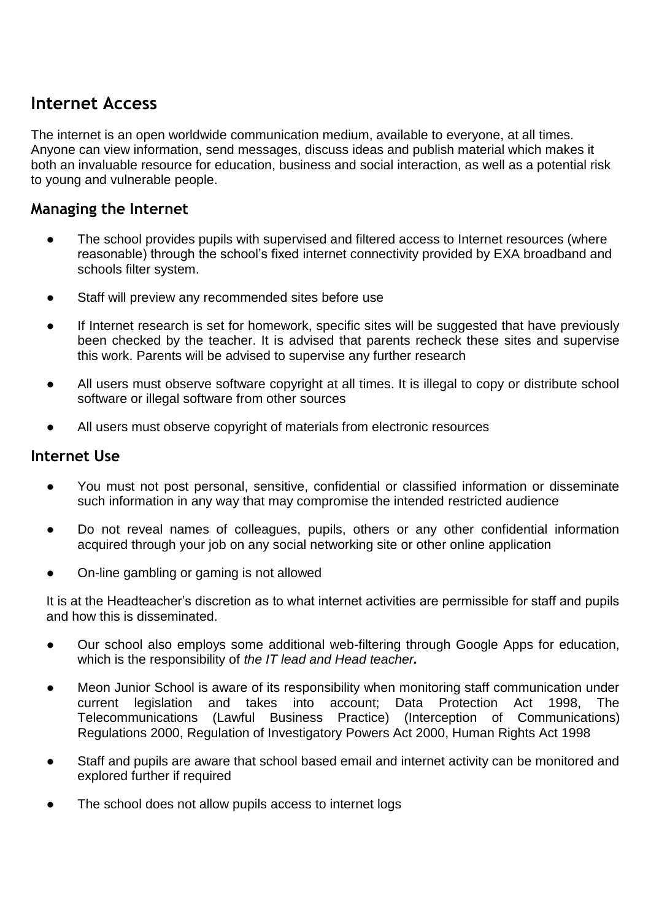## Internet Access

The internet is an open worldwide communication medium, available to everyone, at all times. Anyone can view information, send messages, discuss ideas and publish material which makes it both an invaluable resource for education, business and social interaction, as well as a potential risk to young and vulnerable people.

### Managing the Internet

- The school provides pupils with supervised and filtered access to Internet resources (where reasonable) through the school's fixed internet connectivity provided by EXA broadband and schools filter system.
- Staff will preview any recommended sites before use
- If Internet research is set for homework, specific sites will be suggested that have previously been checked by the teacher. It is advised that parents recheck these sites and supervise this work. Parents will be advised to supervise any further research
- All users must observe software copyright at all times. It is illegal to copy or distribute school software or illegal software from other sources
- All users must observe copyright of materials from electronic resources

### Internet Use

- You must not post personal, sensitive, confidential or classified information or disseminate such information in any way that may compromise the intended restricted audience
- Do not reveal names of colleagues, pupils, others or any other confidential information acquired through your job on any social networking site or other online application
- On-line gambling or gaming is not allowed

It is at the Headteacher's discretion as to what internet activities are permissible for staff and pupils and how this is disseminated.

- Our school also employs some additional web-filtering through Google Apps for education, which is the responsibility of *the IT lead and Head teacher.*
- Meon Junior School is aware of its responsibility when monitoring staff communication under current legislation and takes into account; Data Protection Act 1998, The Telecommunications (Lawful Business Practice) (Interception of Communications) Regulations 2000, Regulation of Investigatory Powers Act 2000, Human Rights Act 1998
- Staff and pupils are aware that school based email and internet activity can be monitored and explored further if required
- The school does not allow pupils access to internet logs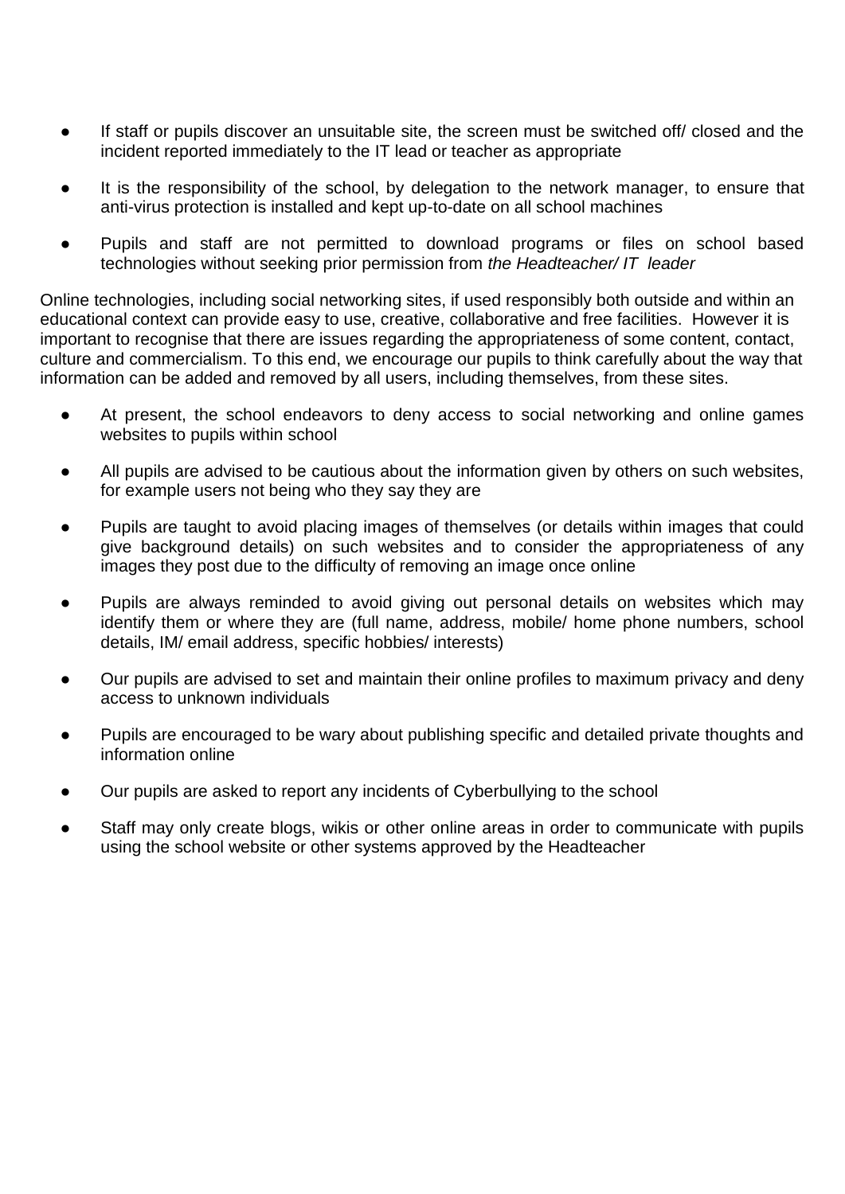- If staff or pupils discover an unsuitable site, the screen must be switched off/ closed and the incident reported immediately to the IT lead or teacher as appropriate
- It is the responsibility of the school, by delegation to the network manager, to ensure that anti-virus protection is installed and kept up-to-date on all school machines
- Pupils and staff are not permitted to download programs or files on school based technologies without seeking prior permission from *the Headteacher/ IT leader*

Online technologies, including social networking sites, if used responsibly both outside and within an educational context can provide easy to use, creative, collaborative and free facilities. However it is important to recognise that there are issues regarding the appropriateness of some content, contact, culture and commercialism. To this end, we encourage our pupils to think carefully about the way that information can be added and removed by all users, including themselves, from these sites.

- At present, the school endeavors to deny access to social networking and online games websites to pupils within school
- All pupils are advised to be cautious about the information given by others on such websites, for example users not being who they say they are
- Pupils are taught to avoid placing images of themselves (or details within images that could give background details) on such websites and to consider the appropriateness of any images they post due to the difficulty of removing an image once online
- Pupils are always reminded to avoid giving out personal details on websites which may identify them or where they are (full name, address, mobile/ home phone numbers, school details, IM/ email address, specific hobbies/ interests)
- Our pupils are advised to set and maintain their online profiles to maximum privacy and deny access to unknown individuals
- Pupils are encouraged to be wary about publishing specific and detailed private thoughts and information online
- Our pupils are asked to report any incidents of Cyberbullying to the school
- Staff may only create blogs, wikis or other online areas in order to communicate with pupils using the school website or other systems approved by the Headteacher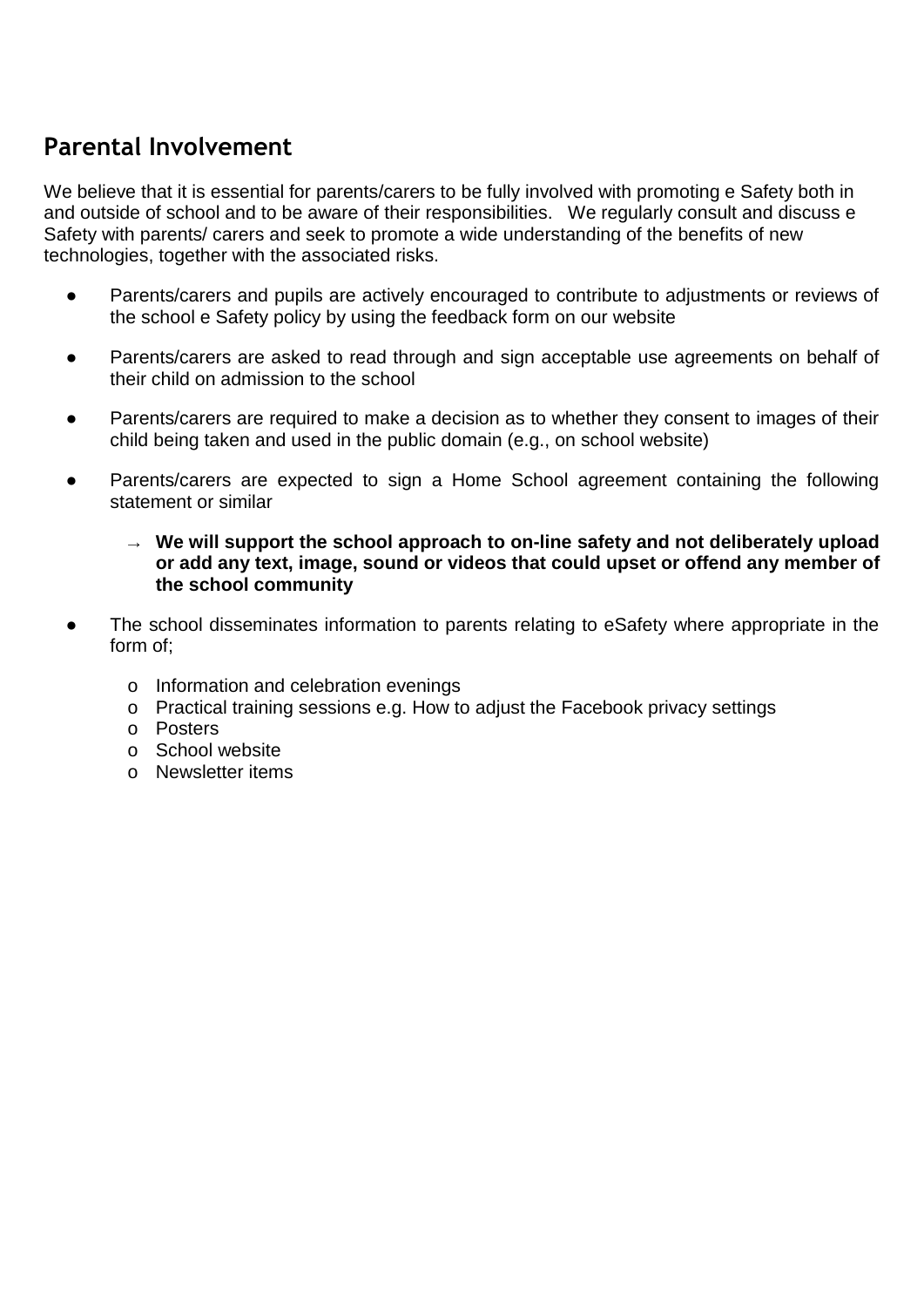## Parental Involvement

We believe that it is essential for parents/carers to be fully involved with promoting e Safety both in and outside of school and to be aware of their responsibilities. We regularly consult and discuss e Safety with parents/ carers and seek to promote a wide understanding of the benefits of new technologies, together with the associated risks.

- Parents/carers and pupils are actively encouraged to contribute to adjustments or reviews of the school e Safety policy by using the feedback form on our website
- Parents/carers are asked to read through and sign acceptable use agreements on behalf of their child on admission to the school
- Parents/carers are required to make a decision as to whether they consent to images of their child being taken and used in the public domain (e.g., on school website)
- Parents/carers are expected to sign a Home School agreement containing the following statement or similar
  - → **We will support the school approach to on-line safety and not deliberately upload or add any text, image, sound or videos that could upset or offend any member of the school community**
- The school disseminates information to parents relating to eSafety where appropriate in the form of;
  - Information and celebration evenings
  - Practical training sessions e.g. How to adjust the Facebook privacy settings
  - Posters
  - School website
  - Newsletter items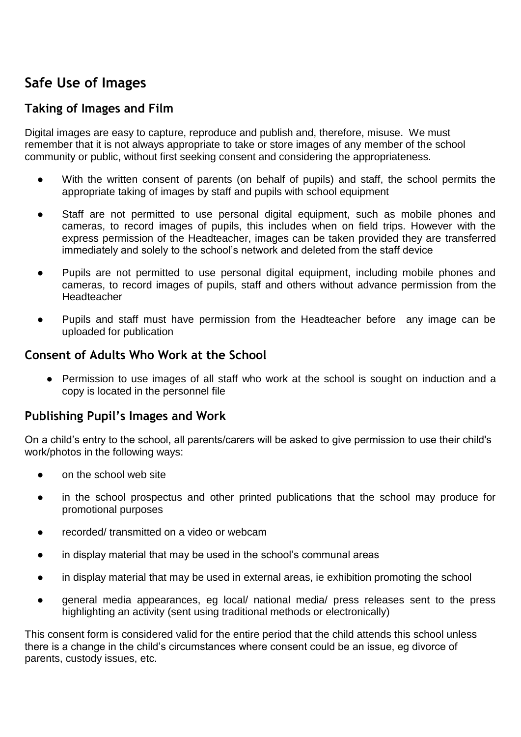## Safe Use of Images

### Taking of Images and Film

Digital images are easy to capture, reproduce and publish and, therefore, misuse. We must remember that it is not always appropriate to take or store images of any member of the school community or public, without first seeking consent and considering the appropriateness.

- With the written consent of parents (on behalf of pupils) and staff, the school permits the appropriate taking of images by staff and pupils with school equipment
- Staff are not permitted to use personal digital equipment, such as mobile phones and cameras, to record images of pupils, this includes when on field trips. However with the express permission of the Headteacher, images can be taken provided they are transferred immediately and solely to the school's network and deleted from the staff device
- Pupils are not permitted to use personal digital equipment, including mobile phones and cameras, to record images of pupils, staff and others without advance permission from the Headteacher
- Pupils and staff must have permission from the Headteacher before any image can be uploaded for publication

### Consent of Adults Who Work at the School

- Permission to use images of all staff who work at the school is sought on induction and a copy is located in the personnel file

### Publishing Pupil's Images and Work

On a child's entry to the school, all parents/carers will be asked to give permission to use their child's work/photos in the following ways:

- on the school web site
- in the school prospectus and other printed publications that the school may produce for promotional purposes
- recorded/ transmitted on a video or webcam
- in display material that may be used in the school's communal areas
- in display material that may be used in external areas, ie exhibition promoting the school
- general media appearances, eg local/ national media/ press releases sent to the press highlighting an activity (sent using traditional methods or electronically)

This consent form is considered valid for the entire period that the child attends this school unless there is a change in the child's circumstances where consent could be an issue, eg divorce of parents, custody issues, etc.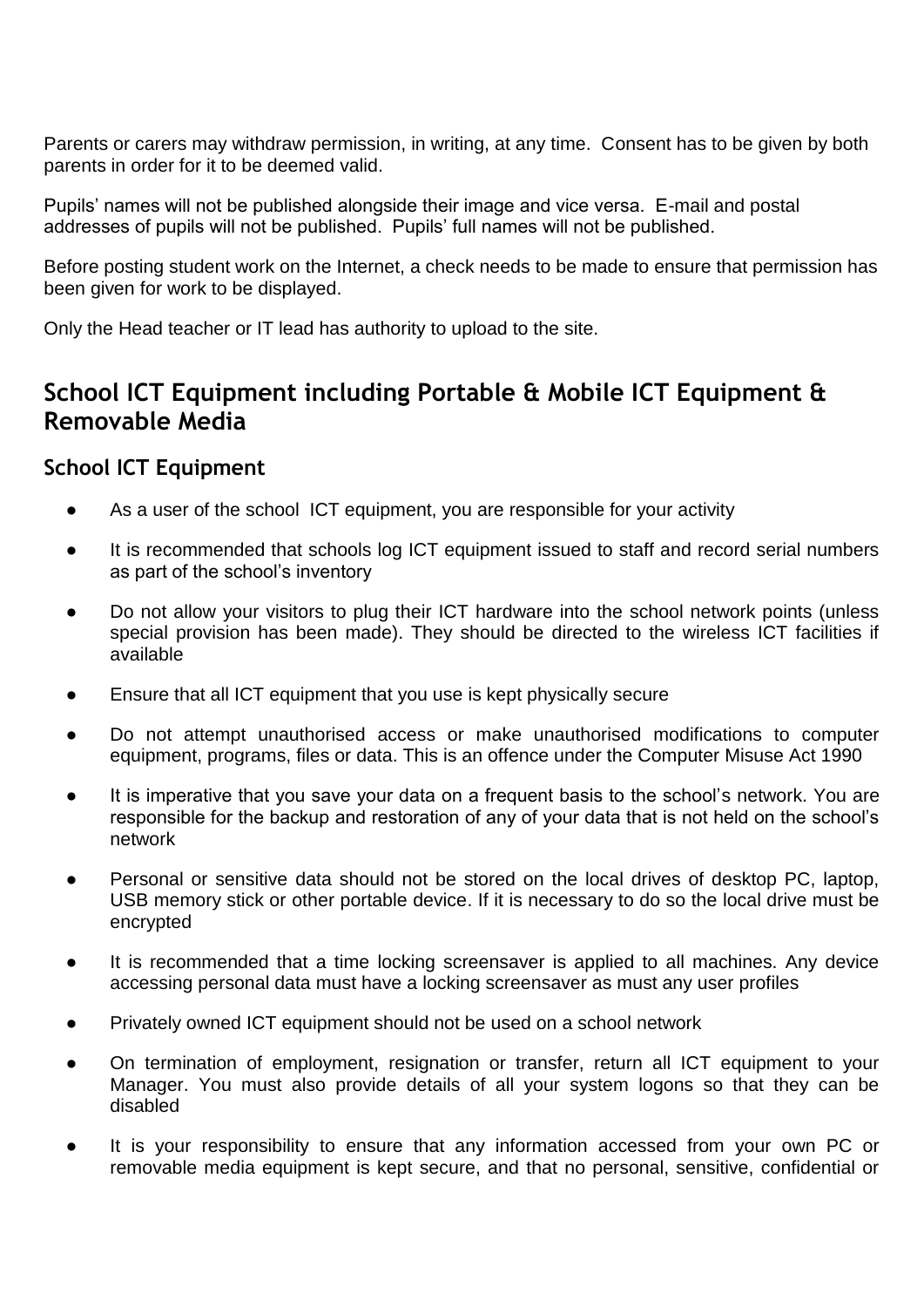Parents or carers may withdraw permission, in writing, at any time. Consent has to be given by both parents in order for it to be deemed valid.

Pupils' names will not be published alongside their image and vice versa. E-mail and postal addresses of pupils will not be published. Pupils' full names will not be published.

Before posting student work on the Internet, a check needs to be made to ensure that permission has been given for work to be displayed.

Only the Head teacher or IT lead has authority to upload to the site.

## School ICT Equipment including Portable & Mobile ICT Equipment & Removable Media

### School ICT Equipment

- As a user of the school ICT equipment, you are responsible for your activity
- It is recommended that schools log ICT equipment issued to staff and record serial numbers as part of the school's inventory
- Do not allow your visitors to plug their ICT hardware into the school network points (unless special provision has been made). They should be directed to the wireless ICT facilities if available
- Ensure that all ICT equipment that you use is kept physically secure
- Do not attempt unauthorised access or make unauthorised modifications to computer equipment, programs, files or data. This is an offence under the Computer Misuse Act 1990
- It is imperative that you save your data on a frequent basis to the school's network. You are responsible for the backup and restoration of any of your data that is not held on the school's network
- Personal or sensitive data should not be stored on the local drives of desktop PC, laptop, USB memory stick or other portable device. If it is necessary to do so the local drive must be encrypted
- It is recommended that a time locking screensaver is applied to all machines. Any device accessing personal data must have a locking screensaver as must any user profiles
- Privately owned ICT equipment should not be used on a school network
- On termination of employment, resignation or transfer, return all ICT equipment to your Manager. You must also provide details of all your system logons so that they can be disabled
- It is your responsibility to ensure that any information accessed from your own PC or removable media equipment is kept secure, and that no personal, sensitive, confidential or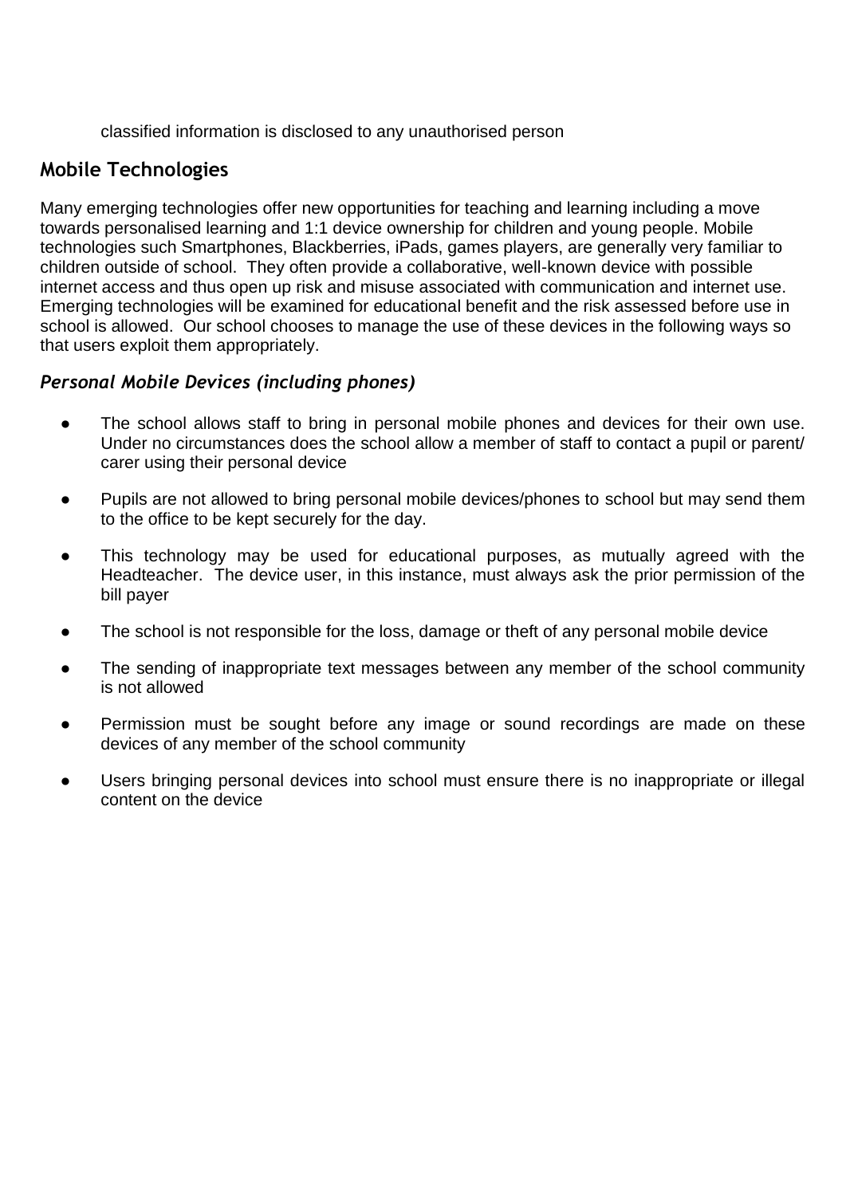classified information is disclosed to any unauthorised person

## Mobile Technologies

Many emerging technologies offer new opportunities for teaching and learning including a move towards personalised learning and 1:1 device ownership for children and young people. Mobile technologies such Smartphones, Blackberries, iPads, games players, are generally very familiar to children outside of school. They often provide a collaborative, well-known device with possible internet access and thus open up risk and misuse associated with communication and internet use. Emerging technologies will be examined for educational benefit and the risk assessed before use in school is allowed. Our school chooses to manage the use of these devices in the following ways so that users exploit them appropriately.

### *Personal Mobile Devices (including phones)*

- The school allows staff to bring in personal mobile phones and devices for their own use. Under no circumstances does the school allow a member of staff to contact a pupil or parent/ carer using their personal device
- Pupils are not allowed to bring personal mobile devices/phones to school but may send them to the office to be kept securely for the day.
- This technology may be used for educational purposes, as mutually agreed with the Headteacher. The device user, in this instance, must always ask the prior permission of the bill payer
- The school is not responsible for the loss, damage or theft of any personal mobile device
- The sending of inappropriate text messages between any member of the school community is not allowed
- Permission must be sought before any image or sound recordings are made on these devices of any member of the school community
- Users bringing personal devices into school must ensure there is no inappropriate or illegal content on the device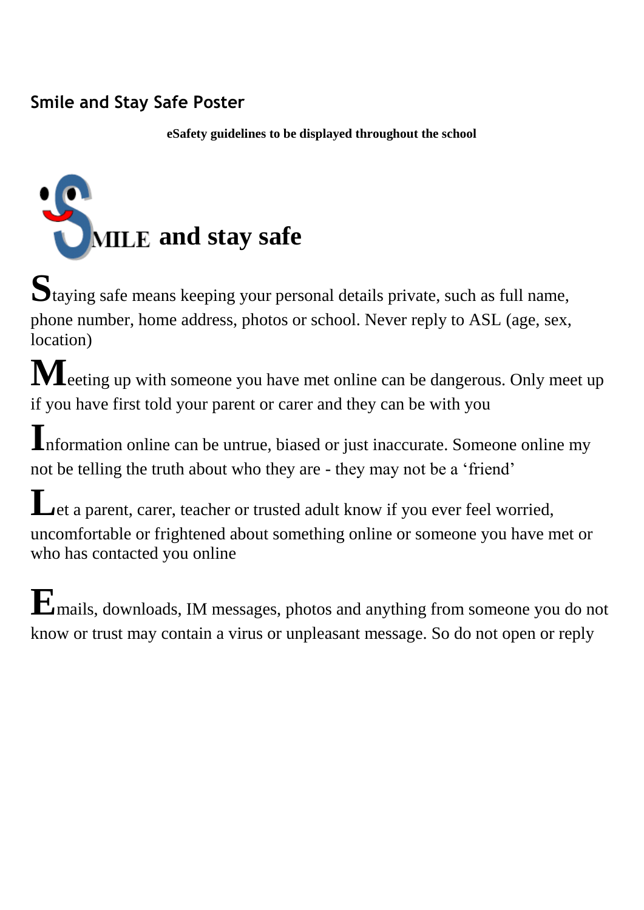## Smile and Stay Safe Poster

**eSafety guidelines to be displayed throughout the school**

# SMILE and stay safe

**S**taying safe means keeping your personal details private, such as full name, phone number, home address, photos or school. Never reply to ASL (age, sex, location)

**M**eeting up with someone you have met online can be dangerous. Only meet up if you have first told your parent or carer and they can be with you

**I**nformation online can be untrue, biased or just inaccurate. Someone online my not be telling the truth about who they are - they may not be a 'friend'

**L**et a parent, carer, teacher or trusted adult know if you ever feel worried, uncomfortable or frightened about something online or someone you have met or who has contacted you online

**E**mails, downloads, IM messages, photos and anything from someone you do not know or trust may contain a virus or unpleasant message. So do not open or reply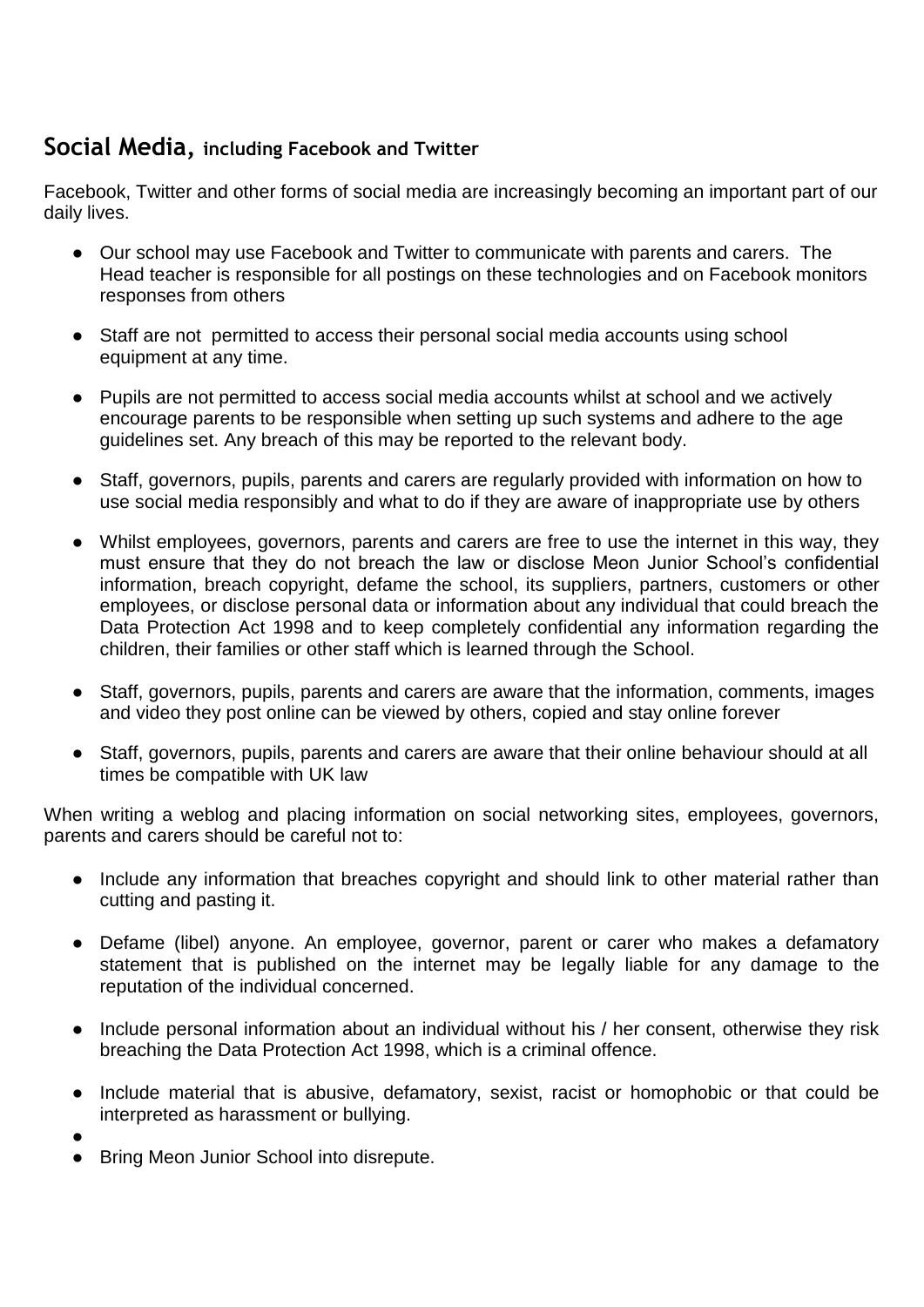## Social Media, including Facebook and Twitter

Facebook, Twitter and other forms of social media are increasingly becoming an important part of our daily lives.

- Our school may use Facebook and Twitter to communicate with parents and carers. The Head teacher is responsible for all postings on these technologies and on Facebook monitors responses from others
- Staff are not permitted to access their personal social media accounts using school equipment at any time.
- Pupils are not permitted to access social media accounts whilst at school and we actively encourage parents to be responsible when setting up such systems and adhere to the age guidelines set. Any breach of this may be reported to the relevant body.
- Staff, governors, pupils, parents and carers are regularly provided with information on how to use social media responsibly and what to do if they are aware of inappropriate use by others
- Whilst employees, governors, parents and carers are free to use the internet in this way, they must ensure that they do not breach the law or disclose Meon Junior School's confidential information, breach copyright, defame the school, its suppliers, partners, customers or other employees, or disclose personal data or information about any individual that could breach the Data Protection Act 1998 and to keep completely confidential any information regarding the children, their families or other staff which is learned through the School.
- Staff, governors, pupils, parents and carers are aware that the information, comments, images and video they post online can be viewed by others, copied and stay online forever
- Staff, governors, pupils, parents and carers are aware that their online behaviour should at all times be compatible with UK law

When writing a weblog and placing information on social networking sites, employees, governors, parents and carers should be careful not to:

- Include any information that breaches copyright and should link to other material rather than cutting and pasting it.
- Defame (libel) anyone. An employee, governor, parent or carer who makes a defamatory statement that is published on the internet may be legally liable for any damage to the reputation of the individual concerned.
- Include personal information about an individual without his / her consent, otherwise they risk breaching the Data Protection Act 1998, which is a criminal offence.
- Include material that is abusive, defamatory, sexist, racist or homophobic or that could be interpreted as harassment or bullying.
- Bring Meon Junior School into disrepute.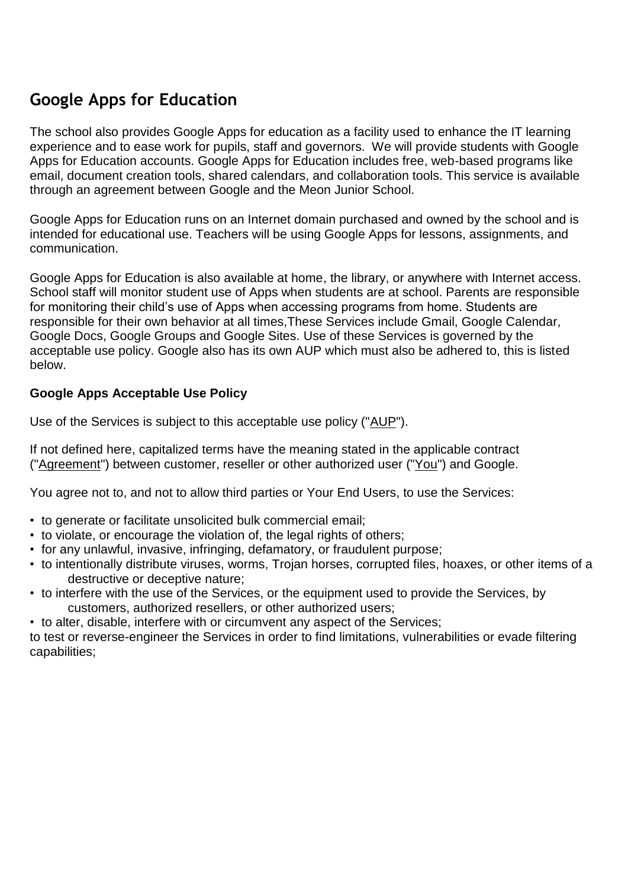## Google Apps for Education

The school also provides Google Apps for education as a facility used to enhance the IT learning experience and to ease work for pupils, staff and governors. We will provide students with Google Apps for Education accounts. Google Apps for Education includes free, web-based programs like email, document creation tools, shared calendars, and collaboration tools. This service is available through an agreement between Google and the Meon Junior School.

Google Apps for Education runs on an Internet domain purchased and owned by the school and is intended for educational use. Teachers will be using Google Apps for lessons, assignments, and communication.

Google Apps for Education is also available at home, the library, or anywhere with Internet access. School staff will monitor student use of Apps when students are at school. Parents are responsible for monitoring their child's use of Apps when accessing programs from home. Students are responsible for their own behavior at all times,These Services include Gmail, Google Calendar, Google Docs, Google Groups and Google Sites. Use of these Services is governed by the acceptable use policy. Google also has its own AUP which must also be adhered to, this is listed below.

**Google Apps Acceptable Use Policy**

Use of the Services is subject to this acceptable use policy ("AUP").

If not defined here, capitalized terms have the meaning stated in the applicable contract ("Agreement") between customer, reseller or other authorized user ("You") and Google.

You agree not to, and not to allow third parties or Your End Users, to use the Services:

- to generate or facilitate unsolicited bulk commercial email;
- to violate, or encourage the violation of, the legal rights of others;
- for any unlawful, invasive, infringing, defamatory, or fraudulent purpose;
- to intentionally distribute viruses, worms, Trojan horses, corrupted files, hoaxes, or other items of a destructive or deceptive nature;
- to interfere with the use of the Services, or the equipment used to provide the Services, by customers, authorized resellers, or other authorized users;
- to alter, disable, interfere with or circumvent any aspect of the Services;

to test or reverse-engineer the Services in order to find limitations, vulnerabilities or evade filtering capabilities;